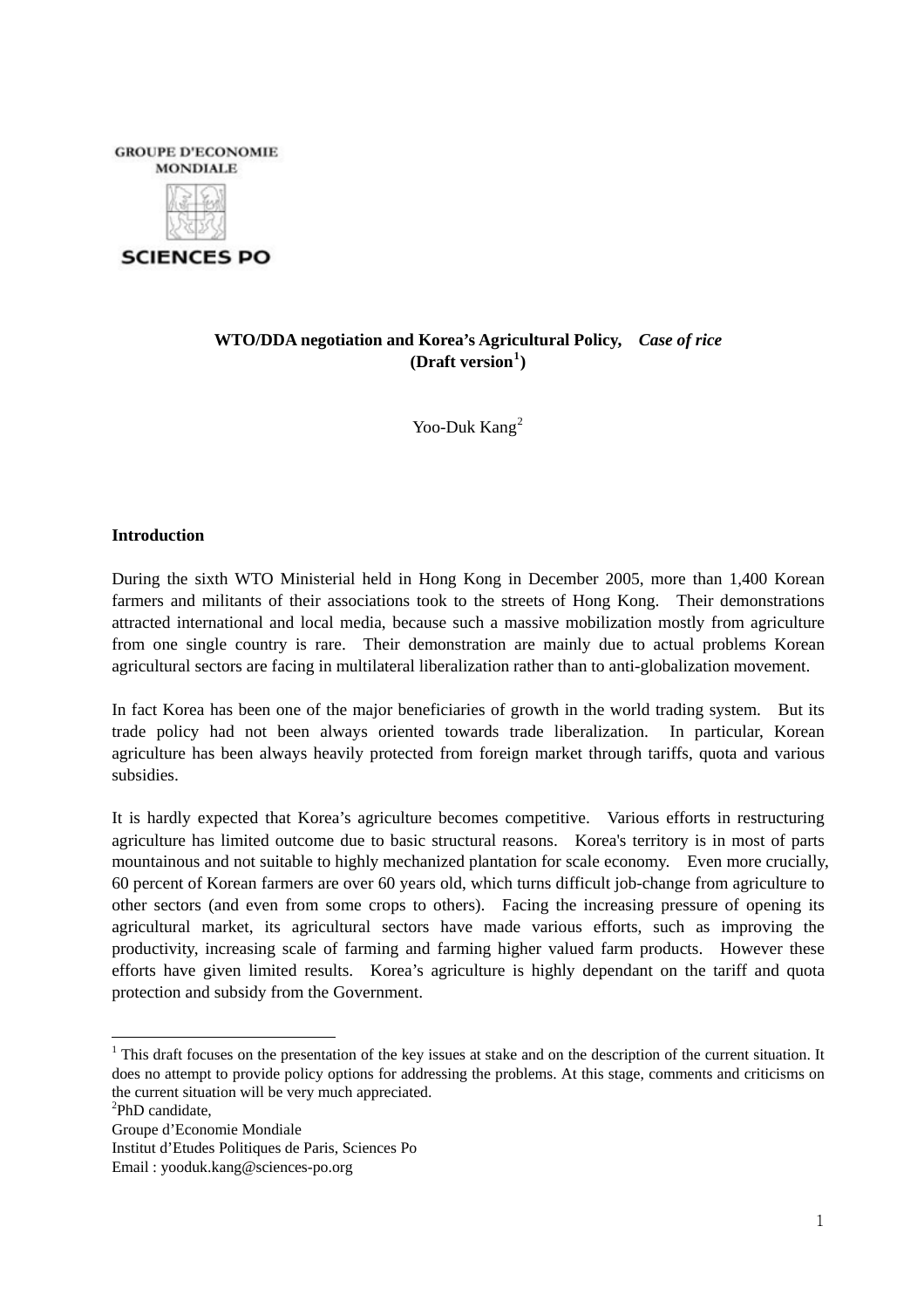GROUPE D'ECONOMIE MONDIALE

SCIENCES PO

**WTO/DDA negotiation and Korea's Agricultural Policy,** ***Case of rice*** **(Draft version[1])**

Yoo-Duk Kang[2]

**Introduction**

During the sixth WTO Ministerial held in Hong Kong in December 2005, more than 1,400 Korean farmers and militants of their associations took to the streets of Hong Kong. Their demonstrations attracted international and local media, because such a massive mobilization mostly from agriculture from one single country is rare. Their demonstration are mainly due to actual problems Korean agricultural sectors are facing in multilateral liberalization rather than to anti-globalization movement.

In fact Korea has been one of the major beneficiaries of growth in the world trading system. But its trade policy had not been always oriented towards trade liberalization. In particular, Korean agriculture has been always heavily protected from foreign market through tariffs, quota and various subsidies.

It is hardly expected that Korea's agriculture becomes competitive. Various efforts in restructuring agriculture has limited outcome due to basic structural reasons. Korea's territory is in most of parts mountainous and not suitable to highly mechanized plantation for scale economy. Even more crucially, 60 percent of Korean farmers are over 60 years old, which turns difficult job-change from agriculture to other sectors (and even from some crops to others). Facing the increasing pressure of opening its agricultural market, its agricultural sectors have made various efforts, such as improving the productivity, increasing scale of farming and farming higher valued farm products. However these efforts have given limited results. Korea's agriculture is highly dependant on the tariff and quota protection and subsidy from the Government.

---

[1] This draft focuses on the presentation of the key issues at stake and on the description of the current situation. It does no attempt to provide policy options for addressing the problems. At this stage, comments and criticisms on the current situation will be very much appreciated.

[2] PhD candidate,
Groupe d'Economie Mondiale
Institut d'Etudes Politiques de Paris, Sciences Po
Email : yooduk.kang@sciences-po.org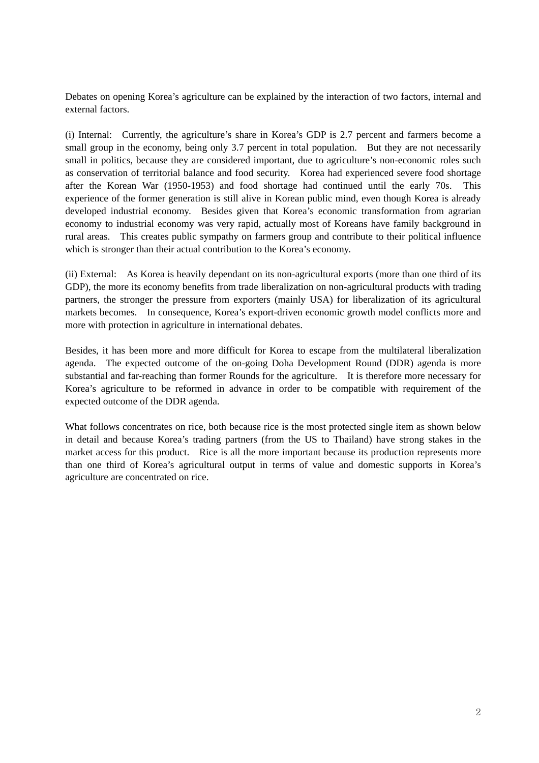Debates on opening Korea's agriculture can be explained by the interaction of two factors, internal and external factors.

(i) Internal: Currently, the agriculture's share in Korea's GDP is 2.7 percent and farmers become a small group in the economy, being only 3.7 percent in total population. But they are not necessarily small in politics, because they are considered important, due to agriculture's non-economic roles such as conservation of territorial balance and food security. Korea had experienced severe food shortage after the Korean War (1950-1953) and food shortage had continued until the early 70s. This experience of the former generation is still alive in Korean public mind, even though Korea is already developed industrial economy. Besides given that Korea's economic transformation from agrarian economy to industrial economy was very rapid, actually most of Koreans have family background in rural areas. This creates public sympathy on farmers group and contribute to their political influence which is stronger than their actual contribution to the Korea's economy.

(ii) External: As Korea is heavily dependant on its non-agricultural exports (more than one third of its GDP), the more its economy benefits from trade liberalization on non-agricultural products with trading partners, the stronger the pressure from exporters (mainly USA) for liberalization of its agricultural markets becomes. In consequence, Korea's export-driven economic growth model conflicts more and more with protection in agriculture in international debates.

Besides, it has been more and more difficult for Korea to escape from the multilateral liberalization agenda. The expected outcome of the on-going Doha Development Round (DDR) agenda is more substantial and far-reaching than former Rounds for the agriculture. It is therefore more necessary for Korea's agriculture to be reformed in advance in order to be compatible with requirement of the expected outcome of the DDR agenda.

What follows concentrates on rice, both because rice is the most protected single item as shown below in detail and because Korea's trading partners (from the US to Thailand) have strong stakes in the market access for this product. Rice is all the more important because its production represents more than one third of Korea's agricultural output in terms of value and domestic supports in Korea's agriculture are concentrated on rice.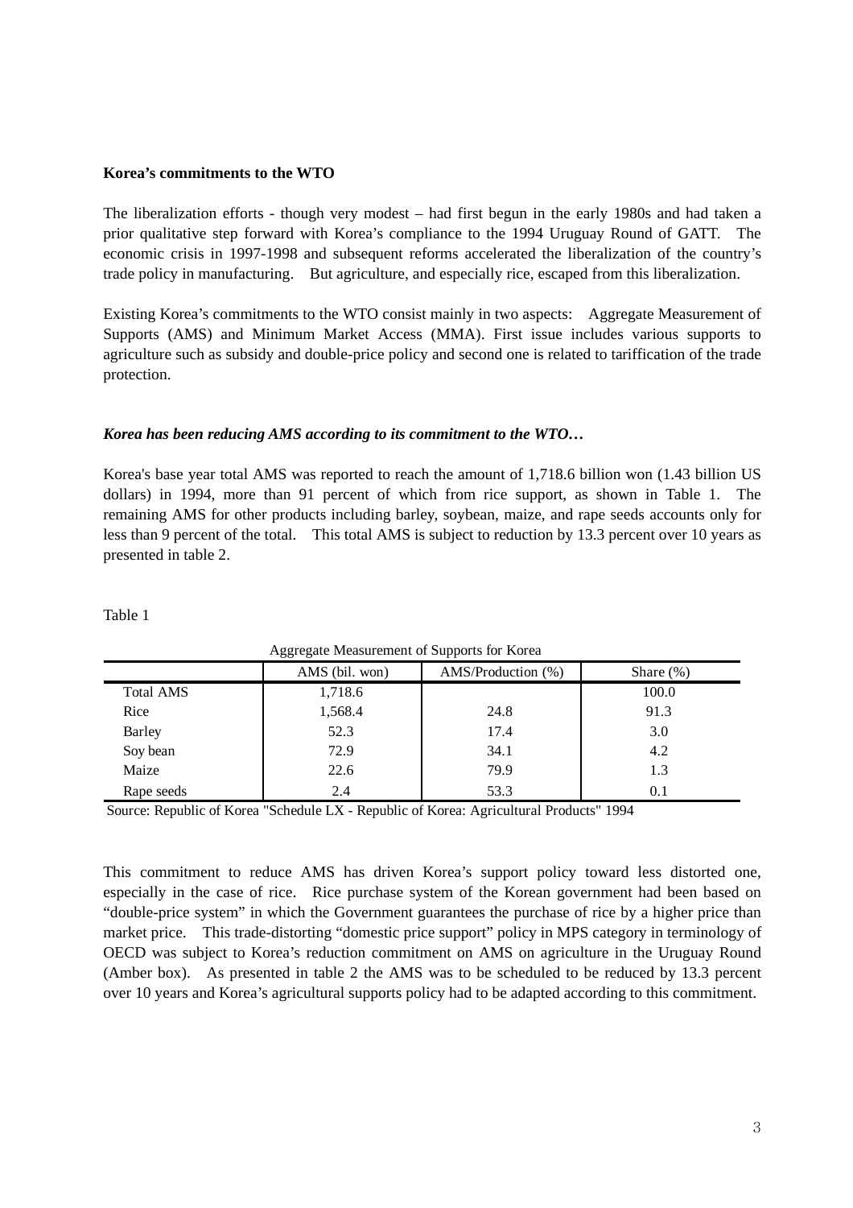**Korea's commitments to the WTO**

The liberalization efforts - though very modest – had first begun in the early 1980s and had taken a prior qualitative step forward with Korea's compliance to the 1994 Uruguay Round of GATT. The economic crisis in 1997-1998 and subsequent reforms accelerated the liberalization of the country's trade policy in manufacturing. But agriculture, and especially rice, escaped from this liberalization.

Existing Korea's commitments to the WTO consist mainly in two aspects: Aggregate Measurement of Supports (AMS) and Minimum Market Access (MMA). First issue includes various supports to agriculture such as subsidy and double-price policy and second one is related to tariffication of the trade protection.

***Korea has been reducing AMS according to its commitment to the WTO…***

Korea's base year total AMS was reported to reach the amount of 1,718.6 billion won (1.43 billion US dollars) in 1994, more than 91 percent of which from rice support, as shown in Table 1. The remaining AMS for other products including barley, soybean, maize, and rape seeds accounts only for less than 9 percent of the total. This total AMS is subject to reduction by 13.3 percent over 10 years as presented in table 2.

Table 1

Aggregate Measurement of Supports for Korea

| | AMS (bil. won) | AMS/Production (%) | Share (%) |
|---|---|---|---|
| Total AMS | 1,718.6 | | 100.0 |
| Rice | 1,568.4 | 24.8 | 91.3 |
| Barley | 52.3 | 17.4 | 3.0 |
| Soy bean | 72.9 | 34.1 | 4.2 |
| Maize | 22.6 | 79.9 | 1.3 |
| Rape seeds | 2.4 | 53.3 | 0.1 |

Source: Republic of Korea "Schedule LX - Republic of Korea: Agricultural Products" 1994

This commitment to reduce AMS has driven Korea's support policy toward less distorted one, especially in the case of rice. Rice purchase system of the Korean government had been based on "double-price system" in which the Government guarantees the purchase of rice by a higher price than market price. This trade-distorting "domestic price support" policy in MPS category in terminology of OECD was subject to Korea's reduction commitment on AMS on agriculture in the Uruguay Round (Amber box). As presented in table 2 the AMS was to be scheduled to be reduced by 13.3 percent over 10 years and Korea's agricultural supports policy had to be adapted according to this commitment.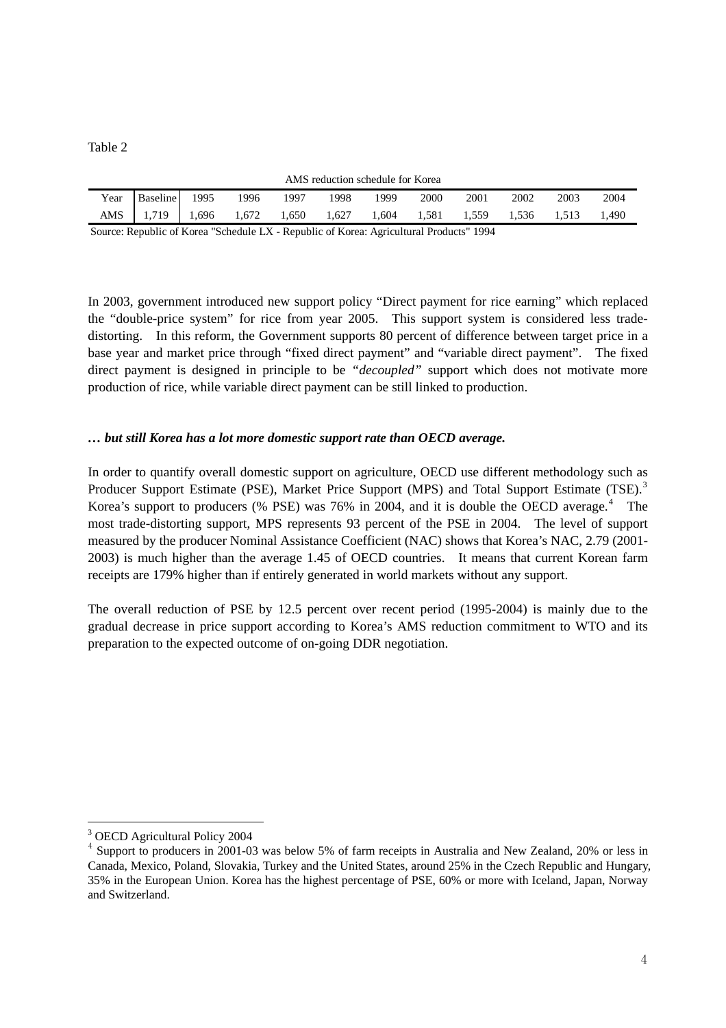Table 2

AMS reduction schedule for Korea

| Year | Baseline | 1995 | 1996 | 1997 | 1998 | 1999 | 2000 | 2001 | 2002 | 2003 | 2004 |
|---|---|---|---|---|---|---|---|---|---|---|---|
| AMS | 1,719 | 1,696 | 1,672 | 1,650 | 1,627 | 1,604 | 1,581 | 1,559 | 1,536 | 1,513 | 1,490 |

Source: Republic of Korea "Schedule LX - Republic of Korea: Agricultural Products" 1994

In 2003, government introduced new support policy "Direct payment for rice earning" which replaced the "double-price system" for rice from year 2005. This support system is considered less trade-distorting. In this reform, the Government supports 80 percent of difference between target price in a base year and market price through "fixed direct payment" and "variable direct payment". The fixed direct payment is designed in principle to be *"decoupled"* support which does not motivate more production of rice, while variable direct payment can be still linked to production.

***… but still Korea has a lot more domestic support rate than OECD average.***

In order to quantify overall domestic support on agriculture, OECD use different methodology such as Producer Support Estimate (PSE), Market Price Support (MPS) and Total Support Estimate (TSE).[3] Korea's support to producers (% PSE) was 76% in 2004, and it is double the OECD average.[4] The most trade-distorting support, MPS represents 93 percent of the PSE in 2004. The level of support measured by the producer Nominal Assistance Coefficient (NAC) shows that Korea's NAC, 2.79 (2001-2003) is much higher than the average 1.45 of OECD countries. It means that current Korean farm receipts are 179% higher than if entirely generated in world markets without any support.

The overall reduction of PSE by 12.5 percent over recent period (1995-2004) is mainly due to the gradual decrease in price support according to Korea's AMS reduction commitment to WTO and its preparation to the expected outcome of on-going DDR negotiation.

---

[3] OECD Agricultural Policy 2004

[4] Support to producers in 2001-03 was below 5% of farm receipts in Australia and New Zealand, 20% or less in Canada, Mexico, Poland, Slovakia, Turkey and the United States, around 25% in the Czech Republic and Hungary, 35% in the European Union. Korea has the highest percentage of PSE, 60% or more with Iceland, Japan, Norway and Switzerland.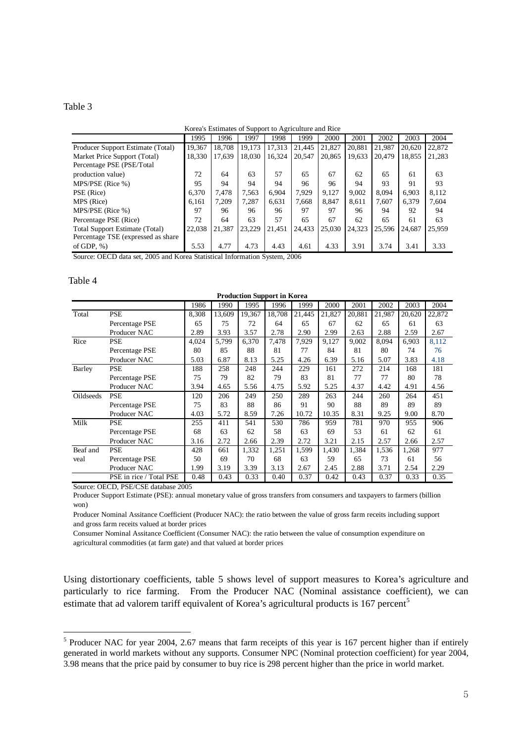Table 3

Korea's Estimates of Support to Agriculture and Rice

| | 1995 | 1996 | 1997 | 1998 | 1999 | 2000 | 2001 | 2002 | 2003 | 2004 |
|---|---|---|---|---|---|---|---|---|---|---|
| Producer Support Estimate (Total) | 19,367 | 18,708 | 19,173 | 17,313 | 21,445 | 21,827 | 20,881 | 21,987 | 20,620 | 22,872 |
| Market Price Support (Total) | 18,330 | 17,639 | 18,030 | 16,324 | 20,547 | 20,865 | 19,633 | 20,479 | 18,855 | 21,283 |
| Percentage PSE (PSE/Total production value) | 72 | 64 | 63 | 57 | 65 | 67 | 62 | 65 | 61 | 63 |
| MPS/PSE (Rice %) | 95 | 94 | 94 | 94 | 96 | 96 | 94 | 93 | 91 | 93 |
| PSE (Rice) | 6,370 | 7,478 | 7,563 | 6,904 | 7,929 | 9,127 | 9,002 | 8,094 | 6,903 | 8,112 |
| MPS (Rice) | 6,161 | 7,209 | 7,287 | 6,631 | 7,668 | 8,847 | 8,611 | 7,607 | 6,379 | 7,604 |
| MPS/PSE (Rice %) | 97 | 96 | 96 | 96 | 97 | 97 | 96 | 94 | 92 | 94 |
| Percentage PSE (Rice) | 72 | 64 | 63 | 57 | 65 | 67 | 62 | 65 | 61 | 63 |
| Total Support Estimate (Total) | 22,038 | 21,387 | 23,229 | 21,451 | 24,433 | 25,030 | 24,323 | 25,596 | 24,687 | 25,959 |
| Percentage TSE (expressed as share of GDP, %) | 5.53 | 4.77 | 4.73 | 4.43 | 4.61 | 4.33 | 3.91 | 3.74 | 3.41 | 3.33 |

Source: OECD data set, 2005 and Korea Statistical Information System, 2006

Table 4

**Production Support in Korea**

| | | 1986 | 1990 | 1995 | 1996 | 1999 | 2000 | 2001 | 2002 | 2003 | 2004 |
|---|---|---|---|---|---|---|---|---|---|---|---|
| Total | PSE | 8,308 | 13,609 | 19,367 | 18,708 | 21,445 | 21,827 | 20,881 | 21,987 | 20,620 | 22,872 |
| | Percentage PSE | 65 | 75 | 72 | 64 | 65 | 67 | 62 | 65 | 61 | 63 |
| | Producer NAC | 2.89 | 3.93 | 3.57 | 2.78 | 2.90 | 2.99 | 2.63 | 2.88 | 2.59 | 2.67 |
| Rice | PSE | 4,024 | 5,799 | 6,370 | 7,478 | 7,929 | 9,127 | 9,002 | 8,094 | 6,903 | 8,112 |
| | Percentage PSE | 80 | 85 | 88 | 81 | 77 | 84 | 81 | 80 | 74 | 76 |
| | Producer NAC | 5.03 | 6.87 | 8.13 | 5.25 | 4.26 | 6.39 | 5.16 | 5.07 | 3.83 | 4.18 |
| Barley | PSE | 188 | 258 | 248 | 244 | 229 | 161 | 272 | 214 | 168 | 181 |
| | Percentage PSE | 75 | 79 | 82 | 79 | 83 | 81 | 77 | 77 | 80 | 78 |
| | Producer NAC | 3.94 | 4.65 | 5.56 | 4.75 | 5.92 | 5.25 | 4.37 | 4.42 | 4.91 | 4.56 |
| Oildseeds | PSE | 120 | 206 | 249 | 250 | 289 | 263 | 244 | 260 | 264 | 451 |
| | Percentage PSE | 75 | 83 | 88 | 86 | 91 | 90 | 88 | 89 | 89 | 89 |
| | Producer NAC | 4.03 | 5.72 | 8.59 | 7.26 | 10.72 | 10.35 | 8.31 | 9.25 | 9.00 | 8.70 |
| Milk | PSE | 255 | 411 | 541 | 530 | 786 | 959 | 781 | 970 | 955 | 906 |
| | Percentage PSE | 68 | 63 | 62 | 58 | 63 | 69 | 53 | 61 | 62 | 61 |
| | Producer NAC | 3.16 | 2.72 | 2.66 | 2.39 | 2.72 | 3.21 | 2.15 | 2.57 | 2.66 | 2.57 |
| Beaf and veal | PSE | 428 | 661 | 1,332 | 1,251 | 1,599 | 1,430 | 1,384 | 1,536 | 1,268 | 977 |
| | Percentage PSE | 50 | 69 | 70 | 68 | 63 | 59 | 65 | 73 | 61 | 56 |
| | Producer NAC | 1.99 | 3.19 | 3.39 | 3.13 | 2.67 | 2.45 | 2.88 | 3.71 | 2.54 | 2.29 |
| | PSE in rice / Total PSE | 0.48 | 0.43 | 0.33 | 0.40 | 0.37 | 0.42 | 0.43 | 0.37 | 0.33 | 0.35 |

Source: OECD, PSE/CSE database 2005

Producer Support Estimate (PSE): annual monetary value of gross transfers from consumers and taxpayers to farmers (billion won)

Producer Nominal Assitance Coefficient (Producer NAC): the ratio between the value of gross farm receits including support and gross farm receits valued at border prices

Consumer Nominal Assitance Coefficient (Consumer NAC): the ratio between the value of consumption expenditure on agricultural commodities (at farm gate) and that valued at border prices

Using distortionary coefficients, table 5 shows level of support measures to Korea's agriculture and particularly to rice farming. From the Producer NAC (Nominal assistance coefficient), we can estimate that ad valorem tariff equivalent of Korea's agricultural products is 167 percent[5]

[5] Producer NAC for year 2004, 2.67 means that farm receipts of this year is 167 percent higher than if entirely generated in world markets without any supports. Consumer NPC (Nominal protection coefficient) for year 2004, 3.98 means that the price paid by consumer to buy rice is 298 percent higher than the price in world market.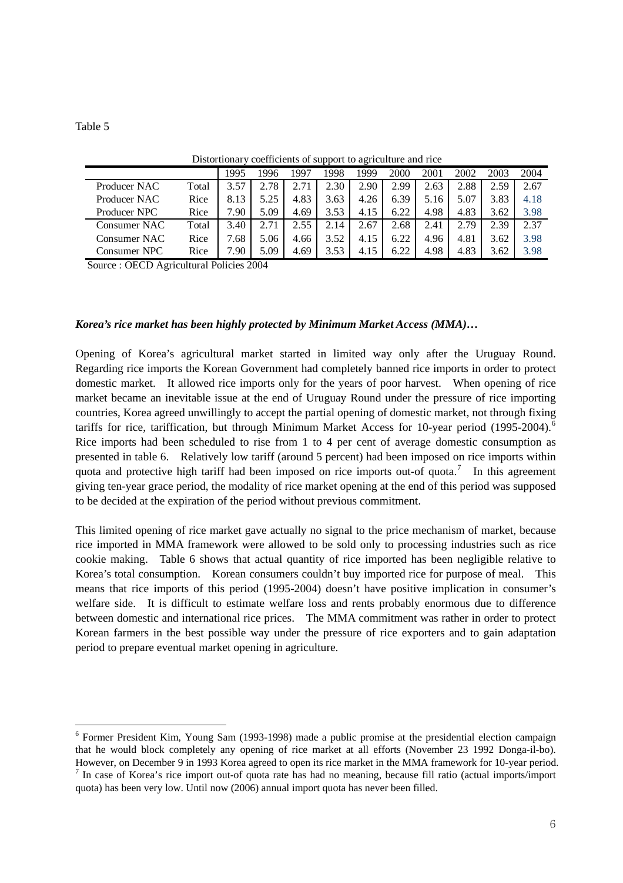Table 5

Distortionary coefficients of support to agriculture and rice

| | | 1995 | 1996 | 1997 | 1998 | 1999 | 2000 | 2001 | 2002 | 2003 | 2004 |
|---|---|---|---|---|---|---|---|---|---|---|---|
| Producer NAC | Total | 3.57 | 2.78 | 2.71 | 2.30 | 2.90 | 2.99 | 2.63 | 2.88 | 2.59 | 2.67 |
| Producer NAC | Rice | 8.13 | 5.25 | 4.83 | 3.63 | 4.26 | 6.39 | 5.16 | 5.07 | 3.83 | 4.18 |
| Producer NPC | Rice | 7.90 | 5.09 | 4.69 | 3.53 | 4.15 | 6.22 | 4.98 | 4.83 | 3.62 | 3.98 |
| Consumer NAC | Total | 3.40 | 2.71 | 2.55 | 2.14 | 2.67 | 2.68 | 2.41 | 2.79 | 2.39 | 2.37 |
| Consumer NAC | Rice | 7.68 | 5.06 | 4.66 | 3.52 | 4.15 | 6.22 | 4.96 | 4.81 | 3.62 | 3.98 |
| Consumer NPC | Rice | 7.90 | 5.09 | 4.69 | 3.53 | 4.15 | 6.22 | 4.98 | 4.83 | 3.62 | 3.98 |

Source : OECD Agricultural Policies 2004

***Korea's rice market has been highly protected by Minimum Market Access (MMA)…***

Opening of Korea's agricultural market started in limited way only after the Uruguay Round. Regarding rice imports the Korean Government had completely banned rice imports in order to protect domestic market. It allowed rice imports only for the years of poor harvest. When opening of rice market became an inevitable issue at the end of Uruguay Round under the pressure of rice importing countries, Korea agreed unwillingly to accept the partial opening of domestic market, not through fixing tariffs for rice, tariffication, but through Minimum Market Access for 10-year period (1995-2004).[6] Rice imports had been scheduled to rise from 1 to 4 per cent of average domestic consumption as presented in table 6. Relatively low tariff (around 5 percent) had been imposed on rice imports within quota and protective high tariff had been imposed on rice imports out-of quota.[7] In this agreement giving ten-year grace period, the modality of rice market opening at the end of this period was supposed to be decided at the expiration of the period without previous commitment.

This limited opening of rice market gave actually no signal to the price mechanism of market, because rice imported in MMA framework were allowed to be sold only to processing industries such as rice cookie making. Table 6 shows that actual quantity of rice imported has been negligible relative to Korea's total consumption. Korean consumers couldn't buy imported rice for purpose of meal. This means that rice imports of this period (1995-2004) doesn't have positive implication in consumer's welfare side. It is difficult to estimate welfare loss and rents probably enormous due to difference between domestic and international rice prices. The MMA commitment was rather in order to protect Korean farmers in the best possible way under the pressure of rice exporters and to gain adaptation period to prepare eventual market opening in agriculture.

---

[6] Former President Kim, Young Sam (1993-1998) made a public promise at the presidential election campaign that he would block completely any opening of rice market at all efforts (November 23 1992 Donga-il-bo). However, on December 9 in 1993 Korea agreed to open its rice market in the MMA framework for 10-year period.

[7] In case of Korea's rice import out-of quota rate has had no meaning, because fill ratio (actual imports/import quota) has been very low. Until now (2006) annual import quota has never been filled.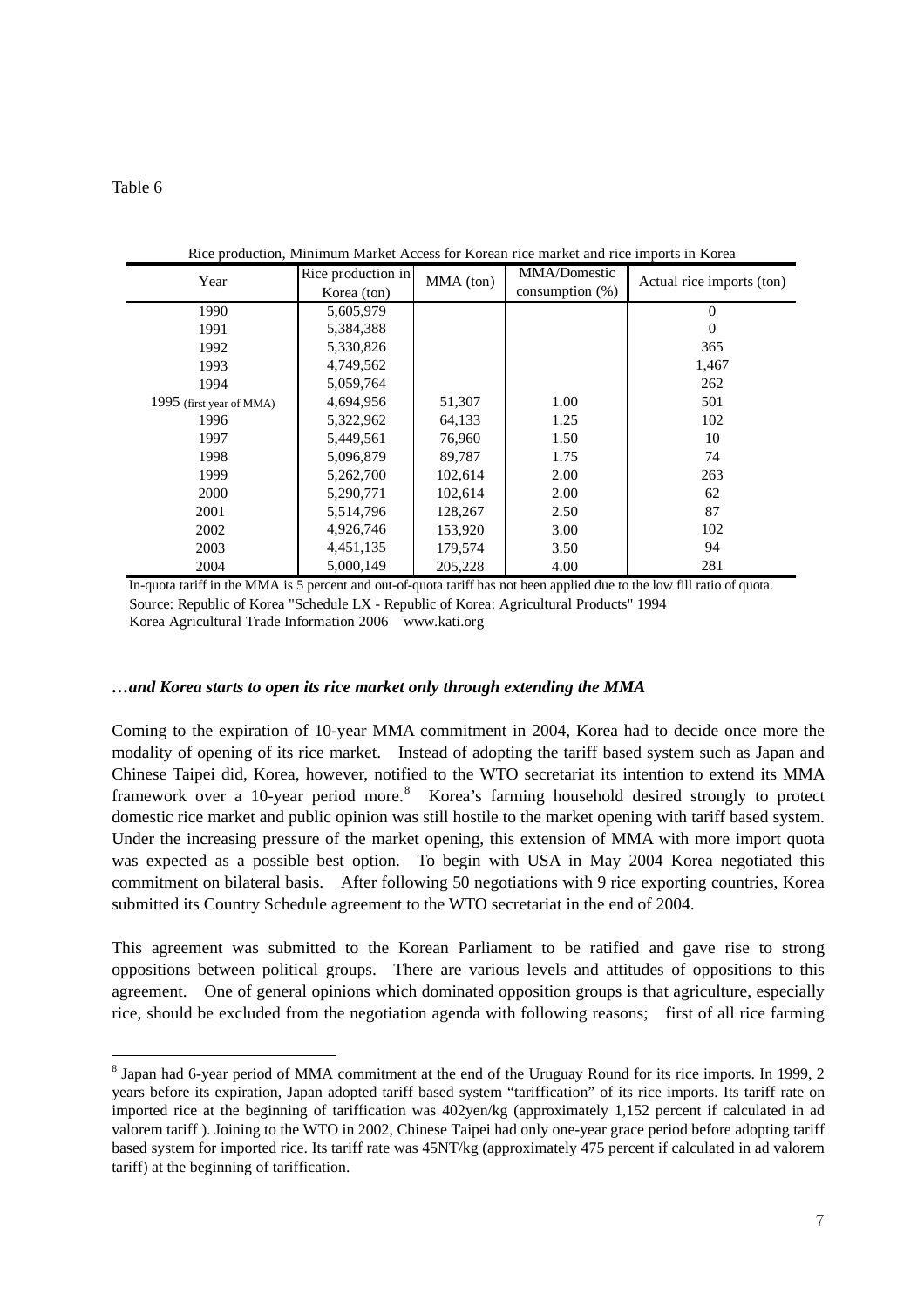Table 6

Rice production, Minimum Market Access for Korean rice market and rice imports in Korea

| Year | Rice production in Korea (ton) | MMA (ton) | MMA/Domestic consumption (%) | Actual rice imports (ton) |
|---|---|---|---|---|
| 1990 | 5,605,979 | | | 0 |
| 1991 | 5,384,388 | | | 0 |
| 1992 | 5,330,826 | | | 365 |
| 1993 | 4,749,562 | | | 1,467 |
| 1994 | 5,059,764 | | | 262 |
| 1995 (first year of MMA) | 4,694,956 | 51,307 | 1.00 | 501 |
| 1996 | 5,322,962 | 64,133 | 1.25 | 102 |
| 1997 | 5,449,561 | 76,960 | 1.50 | 10 |
| 1998 | 5,096,879 | 89,787 | 1.75 | 74 |
| 1999 | 5,262,700 | 102,614 | 2.00 | 263 |
| 2000 | 5,290,771 | 102,614 | 2.00 | 62 |
| 2001 | 5,514,796 | 128,267 | 2.50 | 87 |
| 2002 | 4,926,746 | 153,920 | 3.00 | 102 |
| 2003 | 4,451,135 | 179,574 | 3.50 | 94 |
| 2004 | 5,000,149 | 205,228 | 4.00 | 281 |

In-quota tariff in the MMA is 5 percent and out-of-quota tariff has not been applied due to the low fill ratio of quota.
Source: Republic of Korea "Schedule LX - Republic of Korea: Agricultural Products" 1994
Korea Agricultural Trade Information 2006 www.kati.org

***…and Korea starts to open its rice market only through extending the MMA***

Coming to the expiration of 10-year MMA commitment in 2004, Korea had to decide once more the modality of opening of its rice market. Instead of adopting the tariff based system such as Japan and Chinese Taipei did, Korea, however, notified to the WTO secretariat its intention to extend its MMA framework over a 10-year period more.[8] Korea's farming household desired strongly to protect domestic rice market and public opinion was still hostile to the market opening with tariff based system. Under the increasing pressure of the market opening, this extension of MMA with more import quota was expected as a possible best option. To begin with USA in May 2004 Korea negotiated this commitment on bilateral basis. After following 50 negotiations with 9 rice exporting countries, Korea submitted its Country Schedule agreement to the WTO secretariat in the end of 2004.

This agreement was submitted to the Korean Parliament to be ratified and gave rise to strong oppositions between political groups. There are various levels and attitudes of oppositions to this agreement. One of general opinions which dominated opposition groups is that agriculture, especially rice, should be excluded from the negotiation agenda with following reasons; first of all rice farming

[8] Japan had 6-year period of MMA commitment at the end of the Uruguay Round for its rice imports. In 1999, 2 years before its expiration, Japan adopted tariff based system "tariffication" of its rice imports. Its tariff rate on imported rice at the beginning of tariffication was 402yen/kg (approximately 1,152 percent if calculated in ad valorem tariff ). Joining to the WTO in 2002, Chinese Taipei had only one-year grace period before adopting tariff based system for imported rice. Its tariff rate was 45NT/kg (approximately 475 percent if calculated in ad valorem tariff) at the beginning of tariffication.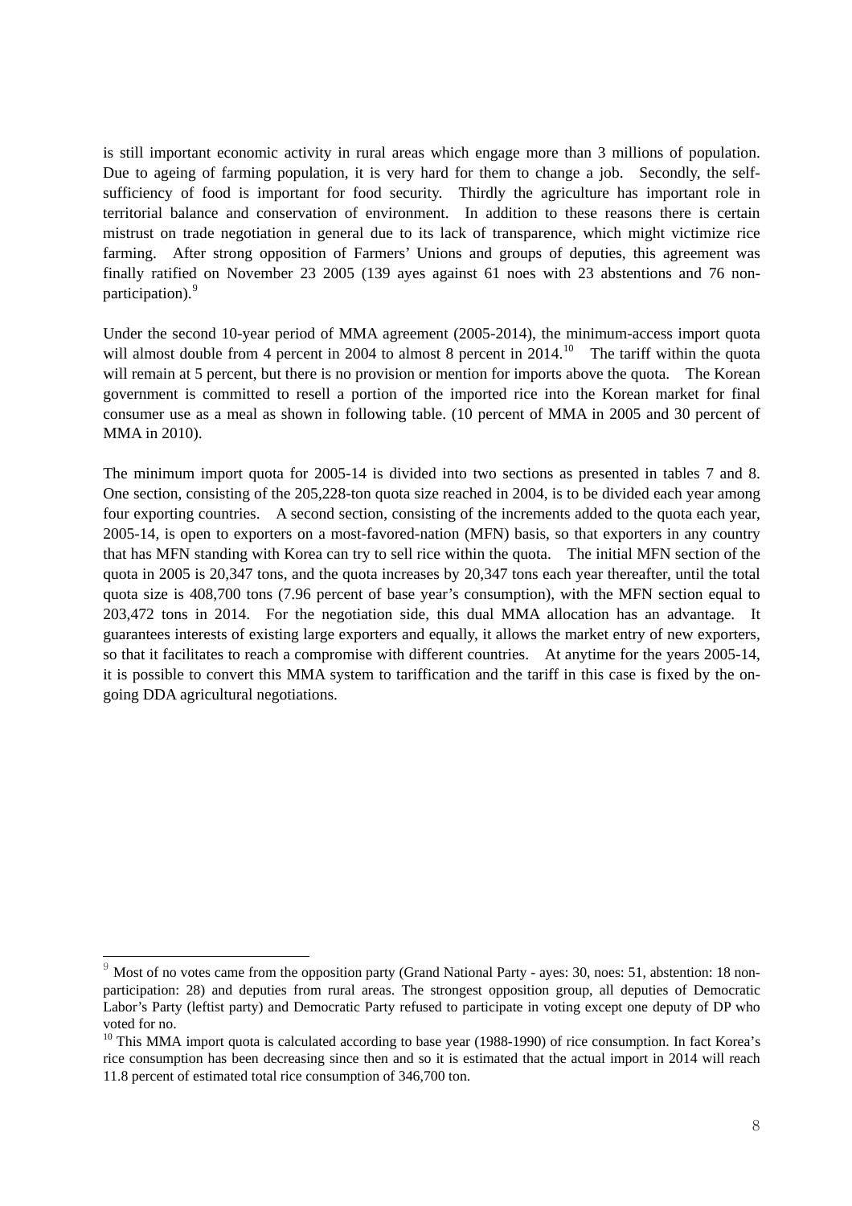is still important economic activity in rural areas which engage more than 3 millions of population. Due to ageing of farming population, it is very hard for them to change a job. Secondly, the self-sufficiency of food is important for food security. Thirdly the agriculture has important role in territorial balance and conservation of environment. In addition to these reasons there is certain mistrust on trade negotiation in general due to its lack of transparence, which might victimize rice farming. After strong opposition of Farmers' Unions and groups of deputies, this agreement was finally ratified on November 23 2005 (139 ayes against 61 noes with 23 abstentions and 76 non-participation).[9]

Under the second 10-year period of MMA agreement (2005-2014), the minimum-access import quota will almost double from 4 percent in 2004 to almost 8 percent in 2014.[10] The tariff within the quota will remain at 5 percent, but there is no provision or mention for imports above the quota. The Korean government is committed to resell a portion of the imported rice into the Korean market for final consumer use as a meal as shown in following table. (10 percent of MMA in 2005 and 30 percent of MMA in 2010).

The minimum import quota for 2005-14 is divided into two sections as presented in tables 7 and 8. One section, consisting of the 205,228-ton quota size reached in 2004, is to be divided each year among four exporting countries. A second section, consisting of the increments added to the quota each year, 2005-14, is open to exporters on a most-favored-nation (MFN) basis, so that exporters in any country that has MFN standing with Korea can try to sell rice within the quota. The initial MFN section of the quota in 2005 is 20,347 tons, and the quota increases by 20,347 tons each year thereafter, until the total quota size is 408,700 tons (7.96 percent of base year's consumption), with the MFN section equal to 203,472 tons in 2014. For the negotiation side, this dual MMA allocation has an advantage. It guarantees interests of existing large exporters and equally, it allows the market entry of new exporters, so that it facilitates to reach a compromise with different countries. At anytime for the years 2005-14, it is possible to convert this MMA system to tariffication and the tariff in this case is fixed by the on-going DDA agricultural negotiations.

---

[9] Most of no votes came from the opposition party (Grand National Party - ayes: 30, noes: 51, abstention: 18 non-participation: 28) and deputies from rural areas. The strongest opposition group, all deputies of Democratic Labor's Party (leftist party) and Democratic Party refused to participate in voting except one deputy of DP who voted for no.

[10] This MMA import quota is calculated according to base year (1988-1990) of rice consumption. In fact Korea's rice consumption has been decreasing since then and so it is estimated that the actual import in 2014 will reach 11.8 percent of estimated total rice consumption of 346,700 ton.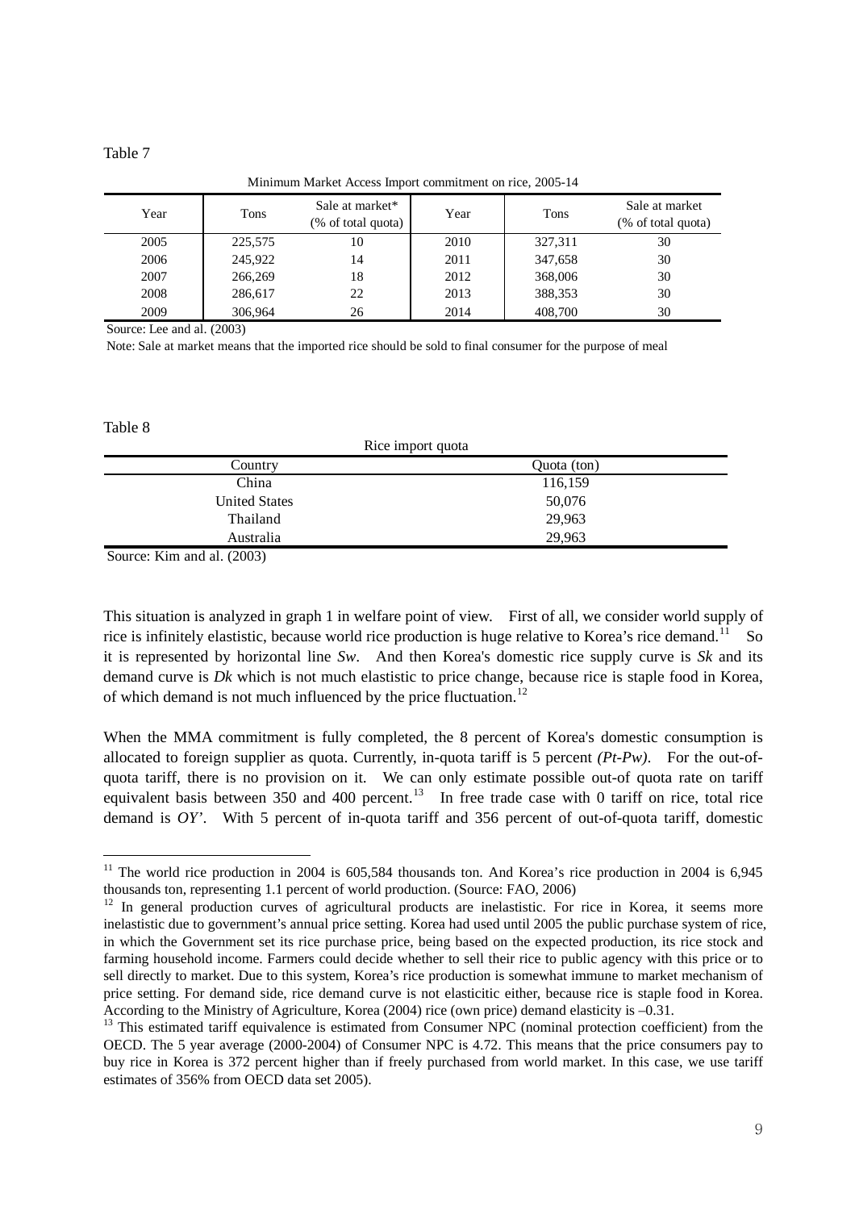Table 7

Minimum Market Access Import commitment on rice, 2005-14

| Year | Tons | Sale at market* (% of total quota) | Year | Tons | Sale at market (% of total quota) |
|---|---|---|---|---|---|
| 2005 | 225,575 | 10 | 2010 | 327,311 | 30 |
| 2006 | 245,922 | 14 | 2011 | 347,658 | 30 |
| 2007 | 266,269 | 18 | 2012 | 368,006 | 30 |
| 2008 | 286,617 | 22 | 2013 | 388,353 | 30 |
| 2009 | 306,964 | 26 | 2014 | 408,700 | 30 |

Source: Lee and al. (2003)

Note: Sale at market means that the imported rice should be sold to final consumer for the purpose of meal

Table 8

Rice import quota

| Country | Quota (ton) |
|---|---|
| China | 116,159 |
| United States | 50,076 |
| Thailand | 29,963 |
| Australia | 29,963 |

Source: Kim and al. (2003)

This situation is analyzed in graph 1 in welfare point of view. First of all, we consider world supply of rice is infinitely elastistic, because world rice production is huge relative to Korea's rice demand.[11] So it is represented by horizontal line *Sw*. And then Korea's domestic rice supply curve is *Sk* and its demand curve is *Dk* which is not much elastistic to price change, because rice is staple food in Korea, of which demand is not much influenced by the price fluctuation.[12]

When the MMA commitment is fully completed, the 8 percent of Korea's domestic consumption is allocated to foreign supplier as quota. Currently, in-quota tariff is 5 percent *(Pt-Pw)*. For the out-of-quota tariff, there is no provision on it. We can only estimate possible out-of quota rate on tariff equivalent basis between 350 and 400 percent.[13] In free trade case with 0 tariff on rice, total rice demand is *OY'*. With 5 percent of in-quota tariff and 356 percent of out-of-quota tariff, domestic

---

[11] The world rice production in 2004 is 605,584 thousands ton. And Korea's rice production in 2004 is 6,945 thousands ton, representing 1.1 percent of world production. (Source: FAO, 2006)

[12] In general production curves of agricultural products are inelastistic. For rice in Korea, it seems more inelastistic due to government's annual price setting. Korea had used until 2005 the public purchase system of rice, in which the Government set its rice purchase price, being based on the expected production, its rice stock and farming household income. Farmers could decide whether to sell their rice to public agency with this price or to sell directly to market. Due to this system, Korea's rice production is somewhat immune to market mechanism of price setting. For demand side, rice demand curve is not elasticitic either, because rice is staple food in Korea. According to the Ministry of Agriculture, Korea (2004) rice (own price) demand elasticity is –0.31.

[13] This estimated tariff equivalence is estimated from Consumer NPC (nominal protection coefficient) from the OECD. The 5 year average (2000-2004) of Consumer NPC is 4.72. This means that the price consumers pay to buy rice in Korea is 372 percent higher than if freely purchased from world market. In this case, we use tariff estimates of 356% from OECD data set 2005).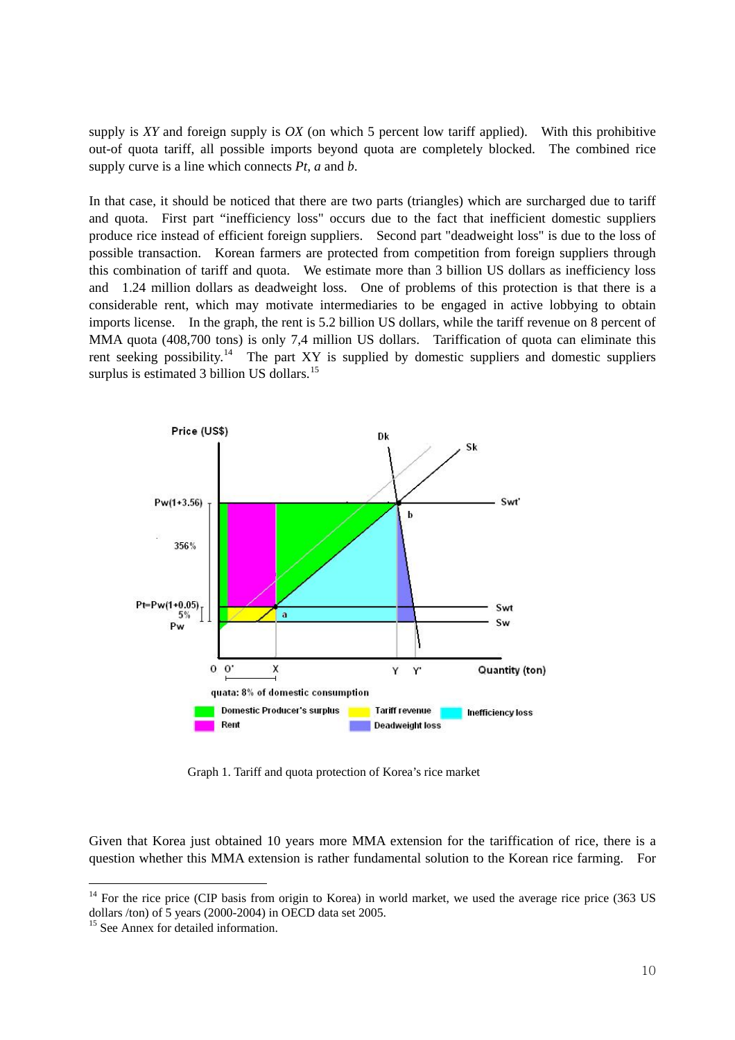supply is *XY* and foreign supply is *OX* (on which 5 percent low tariff applied). With this prohibitive out-of quota tariff, all possible imports beyond quota are completely blocked. The combined rice supply curve is a line which connects *Pt*, *a* and *b*.

In that case, it should be noticed that there are two parts (triangles) which are surcharged due to tariff and quota. First part "inefficiency loss" occurs due to the fact that inefficient domestic suppliers produce rice instead of efficient foreign suppliers. Second part "deadweight loss" is due to the loss of possible transaction. Korean farmers are protected from competition from foreign suppliers through this combination of tariff and quota. We estimate more than 3 billion US dollars as inefficiency loss and 1.24 million dollars as deadweight loss. One of problems of this protection is that there is a considerable rent, which may motivate intermediaries to be engaged in active lobbying to obtain imports license. In the graph, the rent is 5.2 billion US dollars, while the tariff revenue on 8 percent of MMA quota (408,700 tons) is only 7,4 million US dollars. Tariffication of quota can eliminate this rent seeking possibility.[14] The part XY is supplied by domestic suppliers and domestic suppliers surplus is estimated 3 billion US dollars.[15]

Graph 1. Tariff and quota protection of Korea's rice market

Given that Korea just obtained 10 years more MMA extension for the tariffication of rice, there is a question whether this MMA extension is rather fundamental solution to the Korean rice farming. For

[14] For the rice price (CIP basis from origin to Korea) in world market, we used the average rice price (363 US dollars /ton) of 5 years (2000-2004) in OECD data set 2005.

[15] See Annex for detailed information.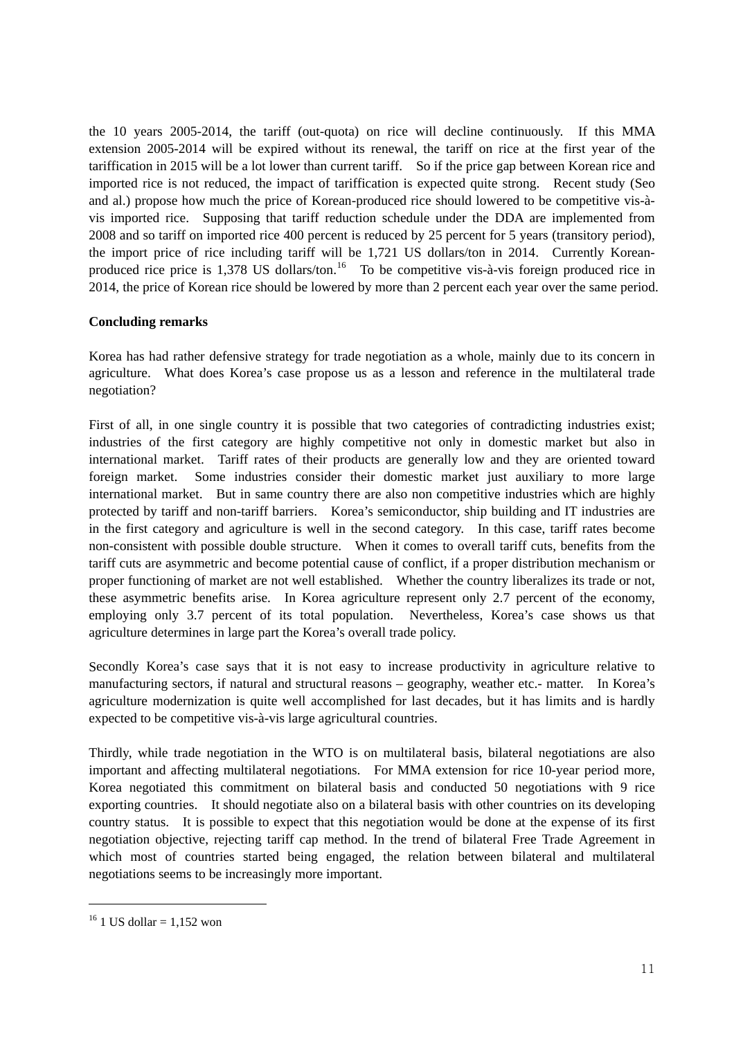the 10 years 2005-2014, the tariff (out-quota) on rice will decline continuously. If this MMA extension 2005-2014 will be expired without its renewal, the tariff on rice at the first year of the tariffication in 2015 will be a lot lower than current tariff. So if the price gap between Korean rice and imported rice is not reduced, the impact of tariffication is expected quite strong. Recent study (Seo and al.) propose how much the price of Korean-produced rice should lowered to be competitive vis-à-vis imported rice. Supposing that tariff reduction schedule under the DDA are implemented from 2008 and so tariff on imported rice 400 percent is reduced by 25 percent for 5 years (transitory period), the import price of rice including tariff will be 1,721 US dollars/ton in 2014. Currently Korean-produced rice price is 1,378 US dollars/ton.[16] To be competitive vis-à-vis foreign produced rice in 2014, the price of Korean rice should be lowered by more than 2 percent each year over the same period.

**Concluding remarks**

Korea has had rather defensive strategy for trade negotiation as a whole, mainly due to its concern in agriculture. What does Korea's case propose us as a lesson and reference in the multilateral trade negotiation?

First of all, in one single country it is possible that two categories of contradicting industries exist; industries of the first category are highly competitive not only in domestic market but also in international market. Tariff rates of their products are generally low and they are oriented toward foreign market. Some industries consider their domestic market just auxiliary to more large international market. But in same country there are also non competitive industries which are highly protected by tariff and non-tariff barriers. Korea's semiconductor, ship building and IT industries are in the first category and agriculture is well in the second category. In this case, tariff rates become non-consistent with possible double structure. When it comes to overall tariff cuts, benefits from the tariff cuts are asymmetric and become potential cause of conflict, if a proper distribution mechanism or proper functioning of market are not well established. Whether the country liberalizes its trade or not, these asymmetric benefits arise. In Korea agriculture represent only 2.7 percent of the economy, employing only 3.7 percent of its total population. Nevertheless, Korea's case shows us that agriculture determines in large part the Korea's overall trade policy.

Secondly Korea's case says that it is not easy to increase productivity in agriculture relative to manufacturing sectors, if natural and structural reasons – geography, weather etc.- matter. In Korea's agriculture modernization is quite well accomplished for last decades, but it has limits and is hardly expected to be competitive vis-à-vis large agricultural countries.

Thirdly, while trade negotiation in the WTO is on multilateral basis, bilateral negotiations are also important and affecting multilateral negotiations. For MMA extension for rice 10-year period more, Korea negotiated this commitment on bilateral basis and conducted 50 negotiations with 9 rice exporting countries. It should negotiate also on a bilateral basis with other countries on its developing country status. It is possible to expect that this negotiation would be done at the expense of its first negotiation objective, rejecting tariff cap method. In the trend of bilateral Free Trade Agreement in which most of countries started being engaged, the relation between bilateral and multilateral negotiations seems to be increasingly more important.

---

[16] 1 US dollar = 1,152 won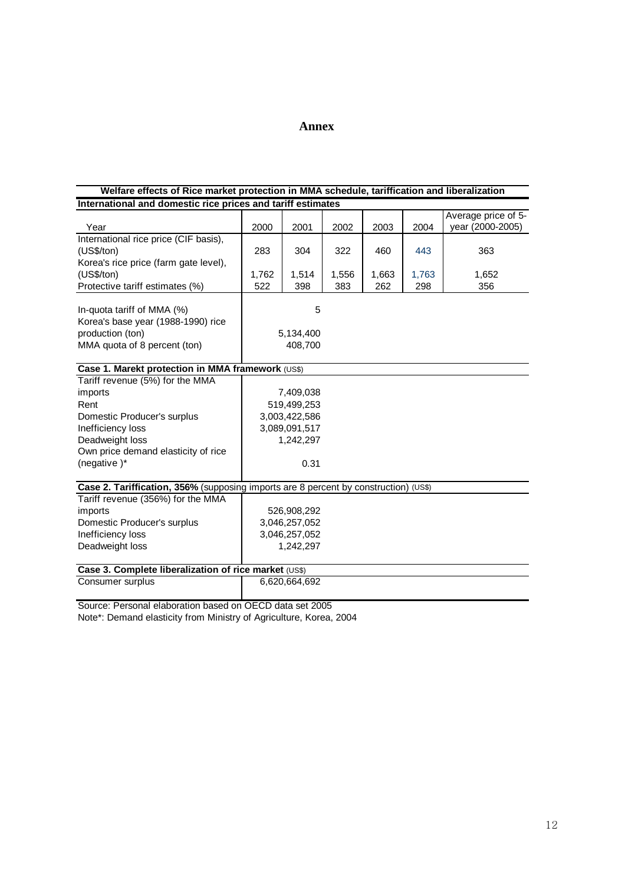## Annex

| Welfare effects of Rice market protection in MMA schedule, tariffication and liberalization | | | | | | |
|---|---|---|---|---|---|---|
| **International and domestic rice prices and tariff estimates** | | | | | | |
| Year | 2000 | 2001 | 2002 | 2003 | 2004 | Average price of 5-year (2000-2005) |
| International rice price (CIF basis), (US$/ton) | 283 | 304 | 322 | 460 | 443 | 363 |
| Korea's rice price (farm gate level), (US$/ton) | 1,762 | 1,514 | 1,556 | 1,663 | 1,763 | 1,652 |
| Protective tariff estimates (%) | 522 | 398 | 383 | 262 | 298 | 356 |
| In-quota tariff of MMA (%) | 5 | | | | | |
| Korea's base year (1988-1990) rice production (ton) | 5,134,400 | | | | | |
| MMA quota of 8 percent (ton) | 408,700 | | | | | |
| **Case 1. Marekt protection in MMA framework** (US$) | | | | | | |
| Tariff revenue (5%) for the MMA imports | 7,409,038 | | | | | |
| Rent | 519,499,253 | | | | | |
| Domestic Producer's surplus | 3,003,422,586 | | | | | |
| Inefficiency loss | 3,089,091,517 | | | | | |
| Deadweight loss | 1,242,297 | | | | | |
| Own price demand elasticity of rice (negative )* | 0.31 | | | | | |
| **Case 2. Tariffication, 356%** (supposing imports are 8 percent by construction) (US$) | | | | | | |
| Tariff revenue (356%) for the MMA imports | 526,908,292 | | | | | |
| Domestic Producer's surplus | 3,046,257,052 | | | | | |
| Inefficiency loss | 3,046,257,052 | | | | | |
| Deadweight loss | 1,242,297 | | | | | |
| **Case 3. Complete liberalization of rice market** (US$) | | | | | | |
| Consumer surplus | 6,620,664,692 | | | | | |

Source: Personal elaboration based on OECD data set 2005

Note*: Demand elasticity from Ministry of Agriculture, Korea, 2004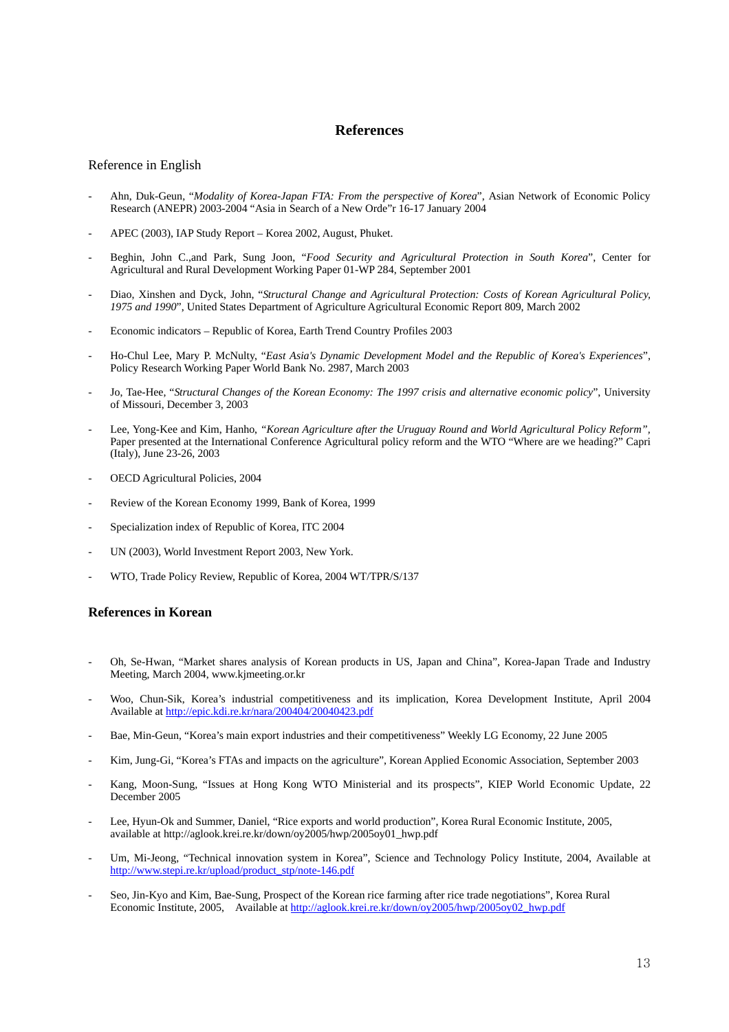# References

## Reference in English

- Ahn, Duk-Geun, "*Modality of Korea-Japan FTA: From the perspective of Korea*", Asian Network of Economic Policy Research (ANEPR) 2003-2004 "Asia in Search of a New Orde"r 16-17 January 2004
- APEC (2003), IAP Study Report – Korea 2002, August, Phuket.
- Beghin, John C.,and Park, Sung Joon, "*Food Security and Agricultural Protection in South Korea*", Center for Agricultural and Rural Development Working Paper 01-WP 284, September 2001
- Diao, Xinshen and Dyck, John, "*Structural Change and Agricultural Protection: Costs of Korean Agricultural Policy, 1975 and 1990*", United States Department of Agriculture Agricultural Economic Report 809, March 2002
- Economic indicators – Republic of Korea, Earth Trend Country Profiles 2003
- Ho-Chul Lee, Mary P. McNulty, "*East Asia's Dynamic Development Model and the Republic of Korea's Experiences*", Policy Research Working Paper World Bank No. 2987, March 2003
- Jo, Tae-Hee, "*Structural Changes of the Korean Economy: The 1997 crisis and alternative economic policy*", University of Missouri, December 3, 2003
- Lee, Yong-Kee and Kim, Hanho, *"Korean Agriculture after the Uruguay Round and World Agricultural Policy Reform"*, Paper presented at the International Conference Agricultural policy reform and the WTO "Where are we heading?" Capri (Italy), June 23-26, 2003
- OECD Agricultural Policies, 2004
- Review of the Korean Economy 1999, Bank of Korea, 1999
- Specialization index of Republic of Korea, ITC 2004
- UN (2003), World Investment Report 2003, New York.
- WTO, Trade Policy Review, Republic of Korea, 2004 WT/TPR/S/137

## References in Korean

- Oh, Se-Hwan, "Market shares analysis of Korean products in US, Japan and China", Korea-Japan Trade and Industry Meeting, March 2004, www.kjmeeting.or.kr
- Woo, Chun-Sik, Korea's industrial competitiveness and its implication, Korea Development Institute, April 2004 Available at http://epic.kdi.re.kr/nara/200404/20040423.pdf
- Bae, Min-Geun, "Korea's main export industries and their competitiveness" Weekly LG Economy, 22 June 2005
- Kim, Jung-Gi, "Korea's FTAs and impacts on the agriculture", Korean Applied Economic Association, September 2003
- Kang, Moon-Sung, "Issues at Hong Kong WTO Ministerial and its prospects", KIEP World Economic Update, 22 December 2005
- Lee, Hyun-Ok and Summer, Daniel, "Rice exports and world production", Korea Rural Economic Institute, 2005, available at http://aglook.krei.re.kr/down/oy2005/hwp/2005oy01_hwp.pdf
- Um, Mi-Jeong, "Technical innovation system in Korea", Science and Technology Policy Institute, 2004, Available at http://www.stepi.re.kr/upload/product_stp/note-146.pdf
- Seo, Jin-Kyo and Kim, Bae-Sung, Prospect of the Korean rice farming after rice trade negotiations", Korea Rural Economic Institute, 2005, Available at http://aglook.krei.re.kr/down/oy2005/hwp/2005oy02_hwp.pdf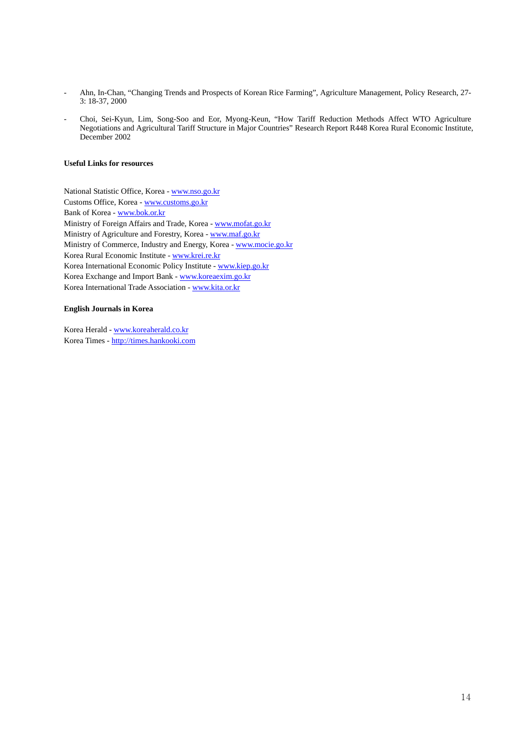- Ahn, In-Chan, "Changing Trends and Prospects of Korean Rice Farming", Agriculture Management, Policy Research, 27-3: 18-37, 2000

- Choi, Sei-Kyun, Lim, Song-Soo and Eor, Myong-Keun, "How Tariff Reduction Methods Affect WTO Agriculture Negotiations and Agricultural Tariff Structure in Major Countries" Research Report R448 Korea Rural Economic Institute, December 2002

**Useful Links for resources**

National Statistic Office, Korea - www.nso.go.kr
Customs Office, Korea - www.customs.go.kr
Bank of Korea - www.bok.or.kr
Ministry of Foreign Affairs and Trade, Korea - www.mofat.go.kr
Ministry of Agriculture and Forestry, Korea - www.maf.go.kr
Ministry of Commerce, Industry and Energy, Korea - www.mocie.go.kr
Korea Rural Economic Institute - www.krei.re.kr
Korea International Economic Policy Institute - www.kiep.go.kr
Korea Exchange and Import Bank - www.koreaexim.go.kr
Korea International Trade Association - www.kita.or.kr

**English Journals in Korea**

Korea Herald - www.koreaherald.co.kr
Korea Times - http://times.hankooki.com